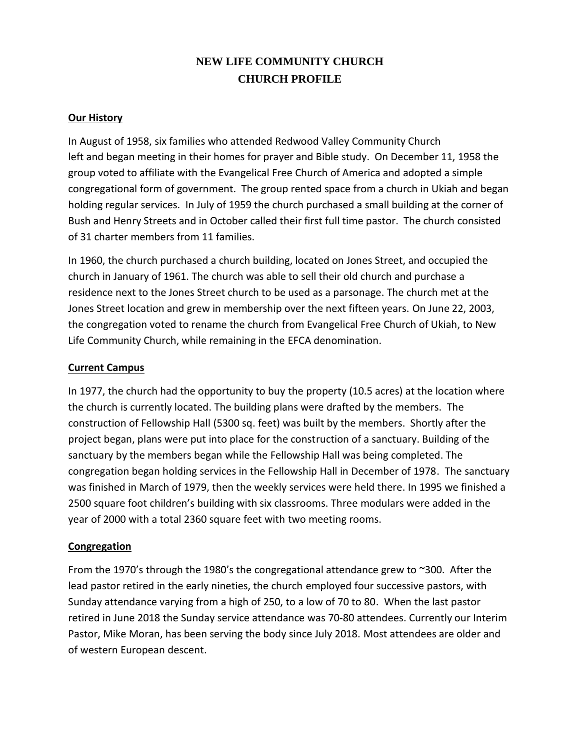# NEW LIFE COMMUNITY CHURCH
# CHURCH PROFILE

## Our History

In August of 1958, six families who attended Redwood Valley Community Church left and began meeting in their homes for prayer and Bible study. On December 11, 1958 the group voted to affiliate with the Evangelical Free Church of America and adopted a simple congregational form of government. The group rented space from a church in Ukiah and began holding regular services. In July of 1959 the church purchased a small building at the corner of Bush and Henry Streets and in October called their first full time pastor. The church consisted of 31 charter members from 11 families.

In 1960, the church purchased a church building, located on Jones Street, and occupied the church in January of 1961. The church was able to sell their old church and purchase a residence next to the Jones Street church to be used as a parsonage. The church met at the Jones Street location and grew in membership over the next fifteen years. On June 22, 2003, the congregation voted to rename the church from Evangelical Free Church of Ukiah, to New Life Community Church, while remaining in the EFCA denomination.

## Current Campus

In 1977, the church had the opportunity to buy the property (10.5 acres) at the location where the church is currently located. The building plans were drafted by the members. The construction of Fellowship Hall (5300 sq. feet) was built by the members. Shortly after the project began, plans were put into place for the construction of a sanctuary. Building of the sanctuary by the members began while the Fellowship Hall was being completed. The congregation began holding services in the Fellowship Hall in December of 1978. The sanctuary was finished in March of 1979, then the weekly services were held there. In 1995 we finished a 2500 square foot children's building with six classrooms. Three modulars were added in the year of 2000 with a total 2360 square feet with two meeting rooms.

## Congregation

From the 1970's through the 1980's the congregational attendance grew to ~300. After the lead pastor retired in the early nineties, the church employed four successive pastors, with Sunday attendance varying from a high of 250, to a low of 70 to 80. When the last pastor retired in June 2018 the Sunday service attendance was 70-80 attendees. Currently our Interim Pastor, Mike Moran, has been serving the body since July 2018. Most attendees are older and of western European descent.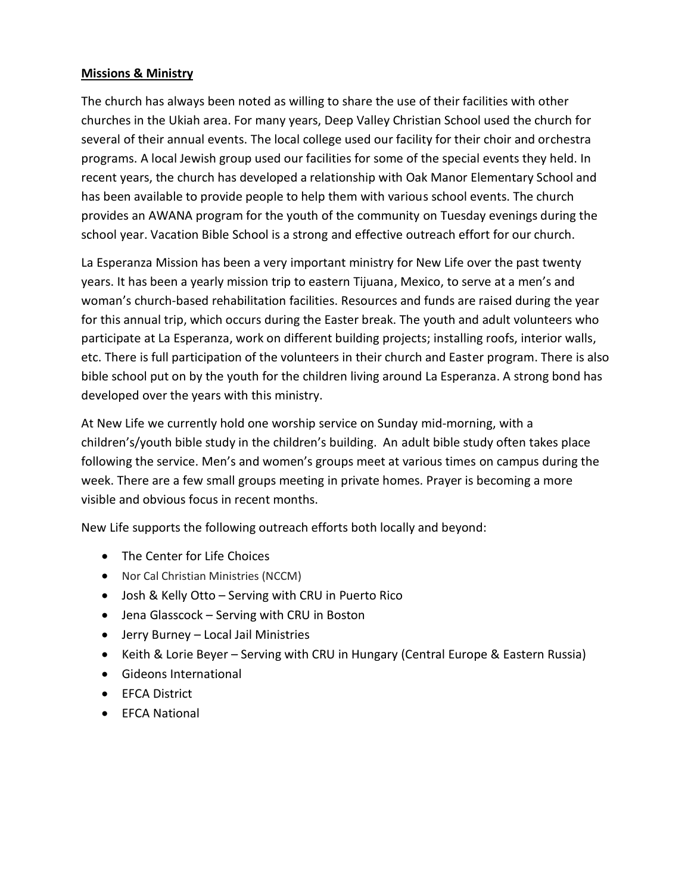**Missions & Ministry**

The church has always been noted as willing to share the use of their facilities with other churches in the Ukiah area. For many years, Deep Valley Christian School used the church for several of their annual events. The local college used our facility for their choir and orchestra programs. A local Jewish group used our facilities for some of the special events they held. In recent years, the church has developed a relationship with Oak Manor Elementary School and has been available to provide people to help them with various school events. The church provides an AWANA program for the youth of the community on Tuesday evenings during the school year. Vacation Bible School is a strong and effective outreach effort for our church.

La Esperanza Mission has been a very important ministry for New Life over the past twenty years. It has been a yearly mission trip to eastern Tijuana, Mexico, to serve at a men's and woman's church-based rehabilitation facilities. Resources and funds are raised during the year for this annual trip, which occurs during the Easter break. The youth and adult volunteers who participate at La Esperanza, work on different building projects; installing roofs, interior walls, etc. There is full participation of the volunteers in their church and Easter program. There is also bible school put on by the youth for the children living around La Esperanza. A strong bond has developed over the years with this ministry.

At New Life we currently hold one worship service on Sunday mid-morning, with a children's/youth bible study in the children's building. An adult bible study often takes place following the service. Men's and women's groups meet at various times on campus during the week. There are a few small groups meeting in private homes. Prayer is becoming a more visible and obvious focus in recent months.

New Life supports the following outreach efforts both locally and beyond:

- The Center for Life Choices
- Nor Cal Christian Ministries (NCCM)
- Josh & Kelly Otto – Serving with CRU in Puerto Rico
- Jena Glasscock – Serving with CRU in Boston
- Jerry Burney – Local Jail Ministries
- Keith & Lorie Beyer – Serving with CRU in Hungary (Central Europe & Eastern Russia)
- Gideons International
- EFCA District
- EFCA National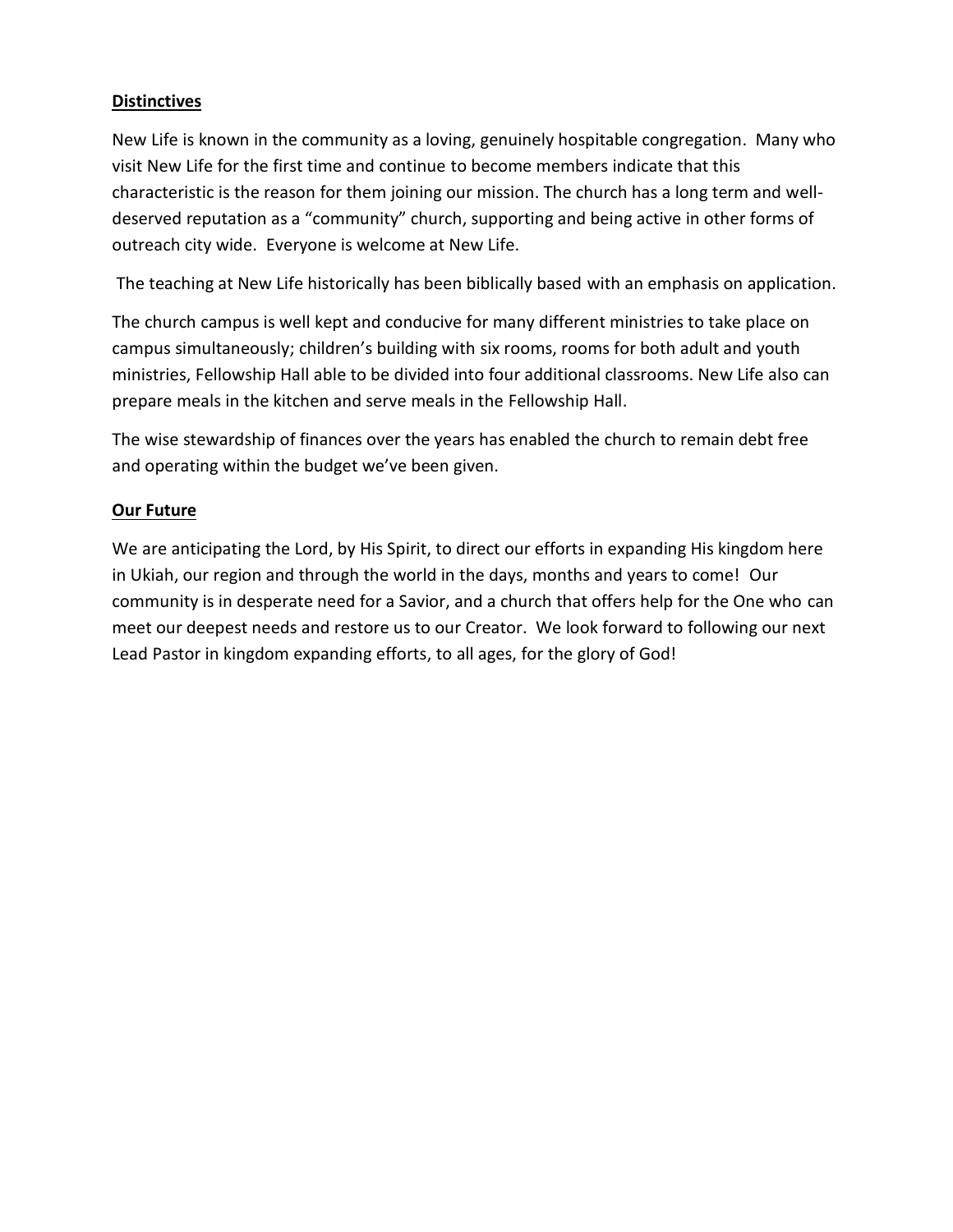**Distinctives**

New Life is known in the community as a loving, genuinely hospitable congregation. Many who visit New Life for the first time and continue to become members indicate that this characteristic is the reason for them joining our mission. The church has a long term and well-deserved reputation as a "community" church, supporting and being active in other forms of outreach city wide. Everyone is welcome at New Life.

The teaching at New Life historically has been biblically based with an emphasis on application.

The church campus is well kept and conducive for many different ministries to take place on campus simultaneously; children's building with six rooms, rooms for both adult and youth ministries, Fellowship Hall able to be divided into four additional classrooms. New Life also can prepare meals in the kitchen and serve meals in the Fellowship Hall.

The wise stewardship of finances over the years has enabled the church to remain debt free and operating within the budget we've been given.

**Our Future**

We are anticipating the Lord, by His Spirit, to direct our efforts in expanding His kingdom here in Ukiah, our region and through the world in the days, months and years to come! Our community is in desperate need for a Savior, and a church that offers help for the One who can meet our deepest needs and restore us to our Creator. We look forward to following our next Lead Pastor in kingdom expanding efforts, to all ages, for the glory of God!